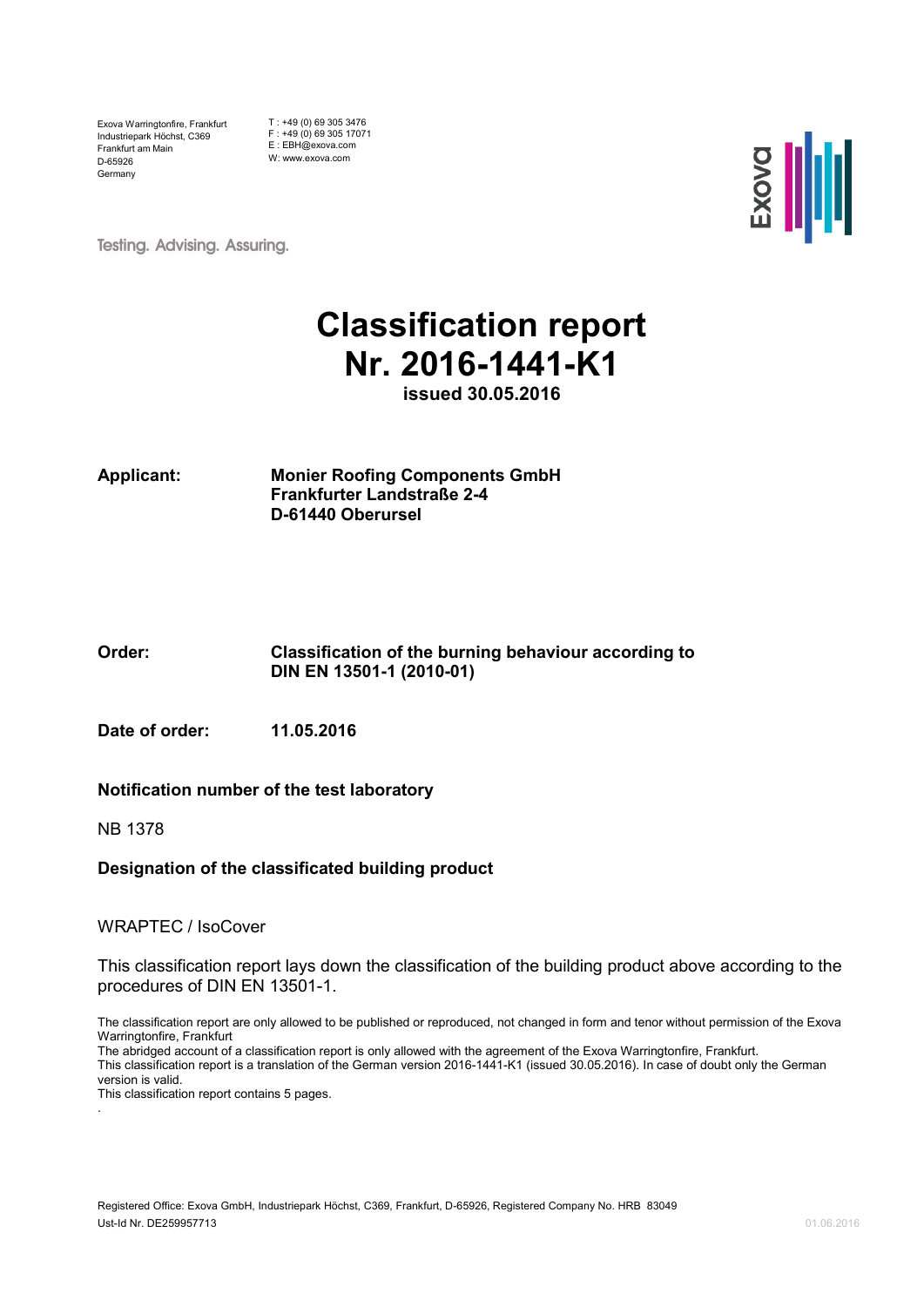Exova Warringtonfire, Frankfurt
Industriepark Höchst, C369
Frankfurt am Main
D-65926
Germany

T : +49 (0) 69 305 3476
F : +49 (0) 69 305 17071
E : EBH@exova.com
W: www.exova.com

Testing. Advising. Assuring.

# Classification report Nr. 2016-1441-K1

**issued 30.05.2016**

**Applicant:** **Monier Roofing Components GmbH**
**Frankfurter Landstraße 2-4**
**D-61440 Oberursel**

**Order:** **Classification of the burning behaviour according to DIN EN 13501-1 (2010-01)**

**Date of order:** **11.05.2016**

**Notification number of the test laboratory**

NB 1378

**Designation of the classificated building product**

WRAPTEC / IsoCover

This classification report lays down the classification of the building product above according to the procedures of DIN EN 13501-1.

The classification report are only allowed to be published or reproduced, not changed in form and tenor without permission of the Exova Warringtonfire, Frankfurt
The abridged account of a classification report is only allowed with the agreement of the Exova Warringtonfire, Frankfurt.
This classification report is a translation of the German version 2016-1441-K1 (issued 30.05.2016). In case of doubt only the German version is valid.
This classification report contains 5 pages.

Registered Office: Exova GmbH, Industriepark Höchst, C369, Frankfurt, D-65926, Registered Company No. HRB 83049
Ust-Id Nr. DE259957713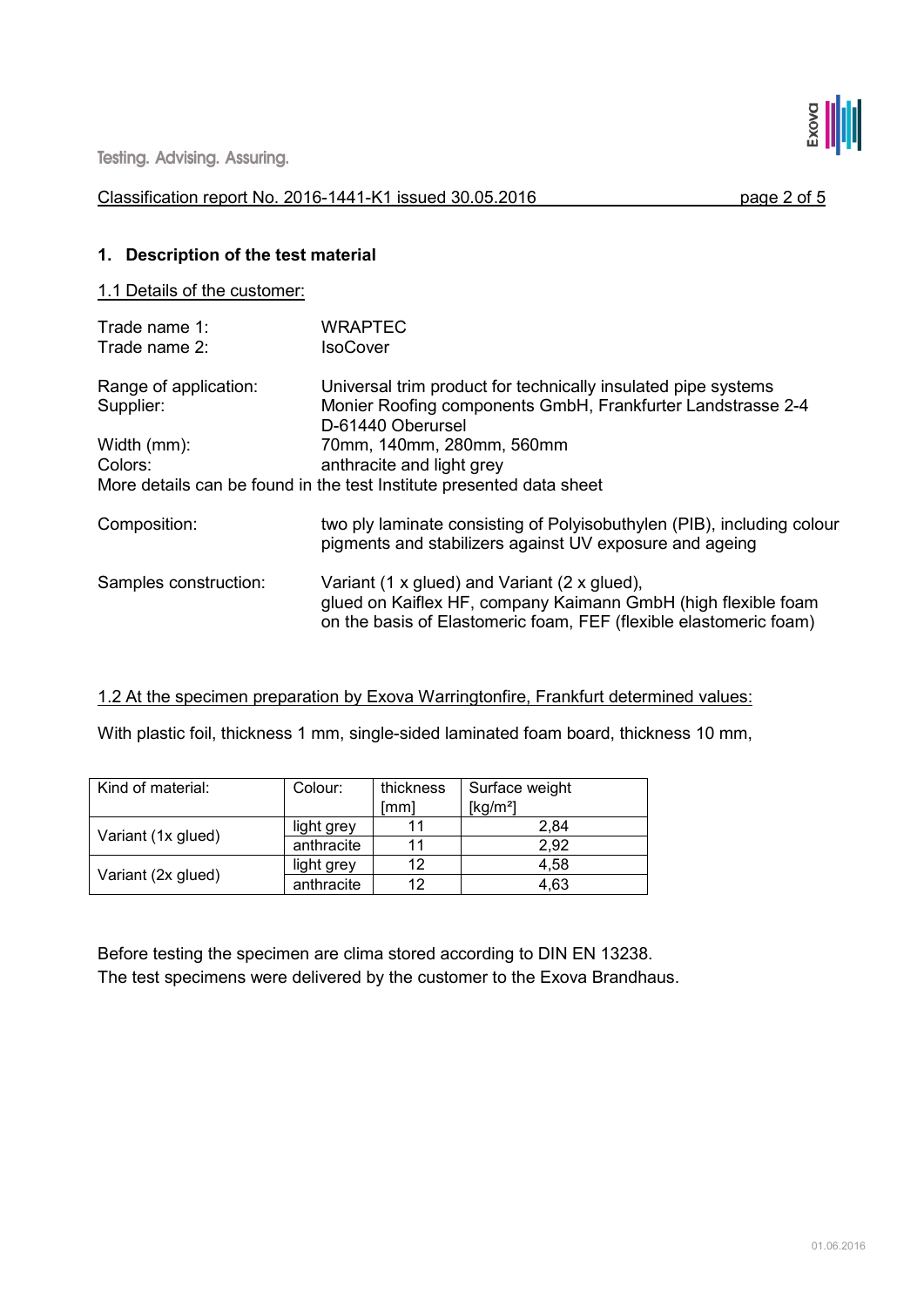## 1. Description of the test material

1.1 Details of the customer:

| | |
|---|---|
| Trade name 1: | WRAPTEC |
| Trade name 2: | IsoCover |
| Range of application: | Universal trim product for technically insulated pipe systems |
| Supplier: | Monier Roofing components GmbH, Frankfurter Landstrasse 2-4 D-61440 Oberursel |
| Width (mm): | 70mm, 140mm, 280mm, 560mm |
| Colors: | anthracite and light grey |

More details can be found in the test Institute presented data sheet

| | |
|---|---|
| Composition: | two ply laminate consisting of Polyisobuthylen (PIB), including colour pigments and stabilizers against UV exposure and ageing |
| Samples construction: | Variant (1 x glued) and Variant (2 x glued), glued on Kaiflex HF, company Kaimann GmbH (high flexible foam on the basis of Elastomeric foam, FEF (flexible elastomeric foam) |

1.2 At the specimen preparation by Exova Warringtonfire, Frankfurt determined values:

With plastic foil, thickness 1 mm, single-sided laminated foam board, thickness 10 mm,

| Kind of material: | Colour: | thickness [mm] | Surface weight [kg/m²] |
|---|---|---|---|
| Variant (1x glued) | light grey | 11 | 2,84 |
| | anthracite | 11 | 2,92 |
| Variant (2x glued) | light grey | 12 | 4,58 |
| | anthracite | 12 | 4,63 |

Before testing the specimen are clima stored according to DIN EN 13238.
The test specimens were delivered by the customer to the Exova Brandhaus.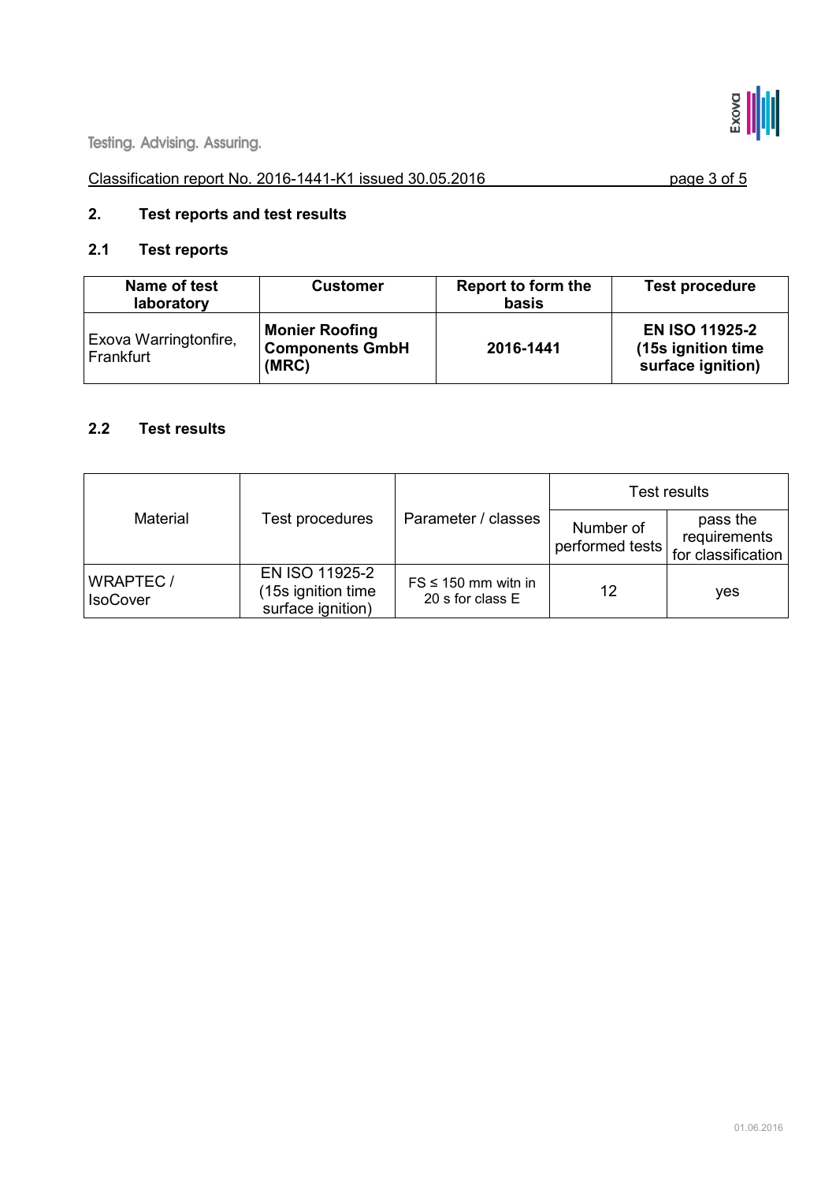Classification report No. 2016-1441-K1 issued 30.05.2016

## 2. Test reports and test results

### 2.1 Test reports

| Name of test laboratory | Customer | Report to form the basis | Test procedure |
|---|---|---|---|
| Exova Warringtonfire, Frankfurt | **Monier Roofing Components GmbH (MRC)** | **2016-1441** | **EN ISO 11925-2 (15s ignition time surface ignition)** |

### 2.2 Test results

| Material | Test procedures | Parameter / classes | Test results | |
|---|---|---|---|---|
| | | | Number of performed tests | pass the requirements for classification |
| WRAPTEC / IsoCover | EN ISO 11925-2 (15s ignition time surface ignition) | FS ≤ 150 mm witn in 20 s for class E | 12 | yes |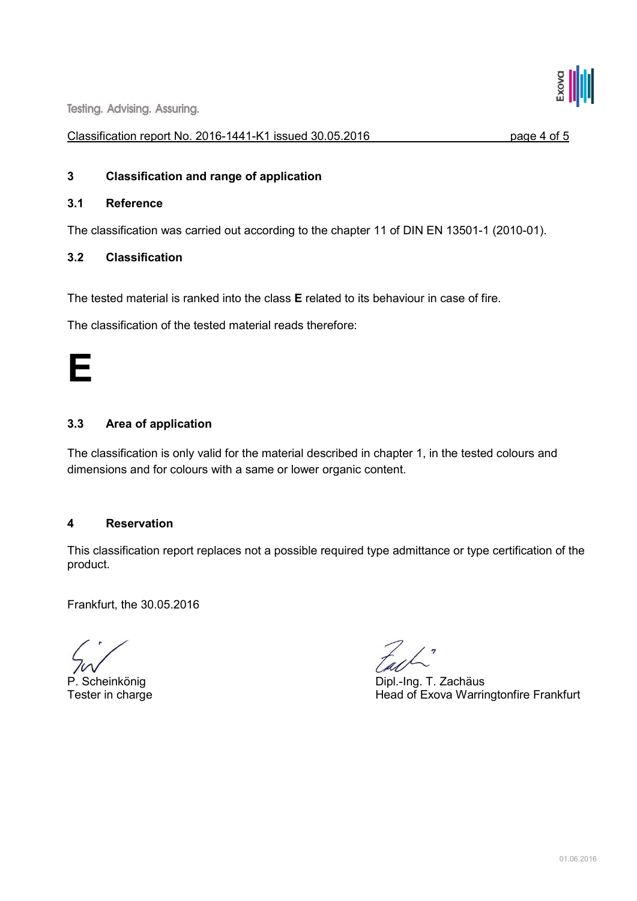## 3 Classification and range of application

### 3.1 Reference

The classification was carried out according to the chapter 11 of DIN EN 13501-1 (2010-01).

### 3.2 Classification

The tested material is ranked into the class **E** related to its behaviour in case of fire.

The classification of the tested material reads therefore:

# E

### 3.3 Area of application

The classification is only valid for the material described in chapter 1, in the tested colours and dimensions and for colours with a same or lower organic content.

## 4 Reservation

This classification report replaces not a possible required type admittance or type certification of the product.

Frankfurt, the 30.05.2016

P. Scheinkönig
Tester in charge

Dipl.-Ing. T. Zachäus
Head of Exova Warringtonfire Frankfurt